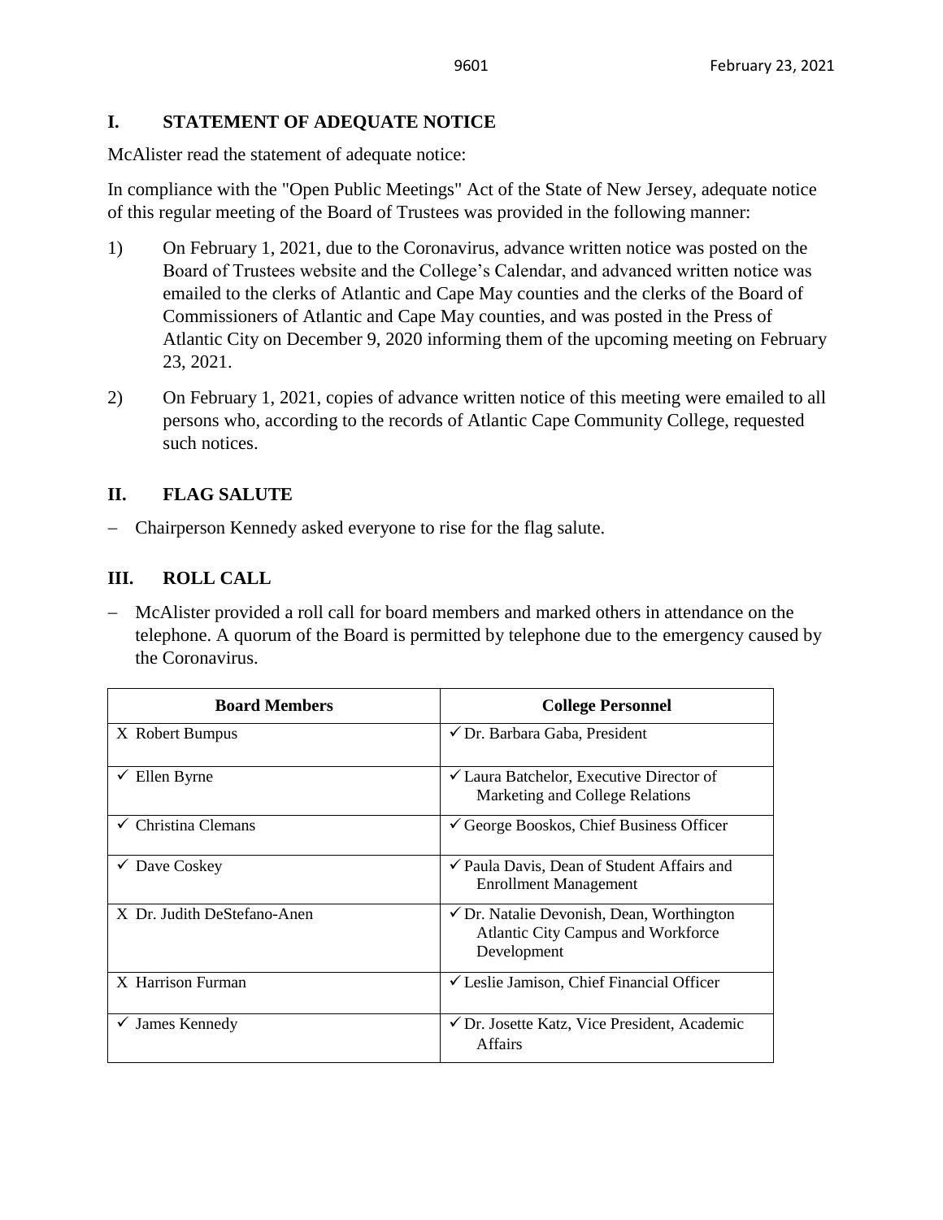## I. STATEMENT OF ADEQUATE NOTICE

McAlister read the statement of adequate notice:

In compliance with the "Open Public Meetings" Act of the State of New Jersey, adequate notice of this regular meeting of the Board of Trustees was provided in the following manner:

1) On February 1, 2021, due to the Coronavirus, advance written notice was posted on the Board of Trustees website and the College's Calendar, and advanced written notice was emailed to the clerks of Atlantic and Cape May counties and the clerks of the Board of Commissioners of Atlantic and Cape May counties, and was posted in the Press of Atlantic City on December 9, 2020 informing them of the upcoming meeting on February 23, 2021.

2) On February 1, 2021, copies of advance written notice of this meeting were emailed to all persons who, according to the records of Atlantic Cape Community College, requested such notices.

## II. FLAG SALUTE

- Chairperson Kennedy asked everyone to rise for the flag salute.

## III. ROLL CALL

- McAlister provided a roll call for board members and marked others in attendance on the telephone. A quorum of the Board is permitted by telephone due to the emergency caused by the Coronavirus.

| Board Members | College Personnel |
|---|---|
| X Robert Bumpus | ✓ Dr. Barbara Gaba, President |
| ✓ Ellen Byrne | ✓ Laura Batchelor, Executive Director of Marketing and College Relations |
| ✓ Christina Clemans | ✓ George Booskos, Chief Business Officer |
| ✓ Dave Coskey | ✓ Paula Davis, Dean of Student Affairs and Enrollment Management |
| X Dr. Judith DeStefano-Anen | ✓ Dr. Natalie Devonish, Dean, Worthington Atlantic City Campus and Workforce Development |
| X Harrison Furman | ✓ Leslie Jamison, Chief Financial Officer |
| ✓ James Kennedy | ✓ Dr. Josette Katz, Vice President, Academic Affairs |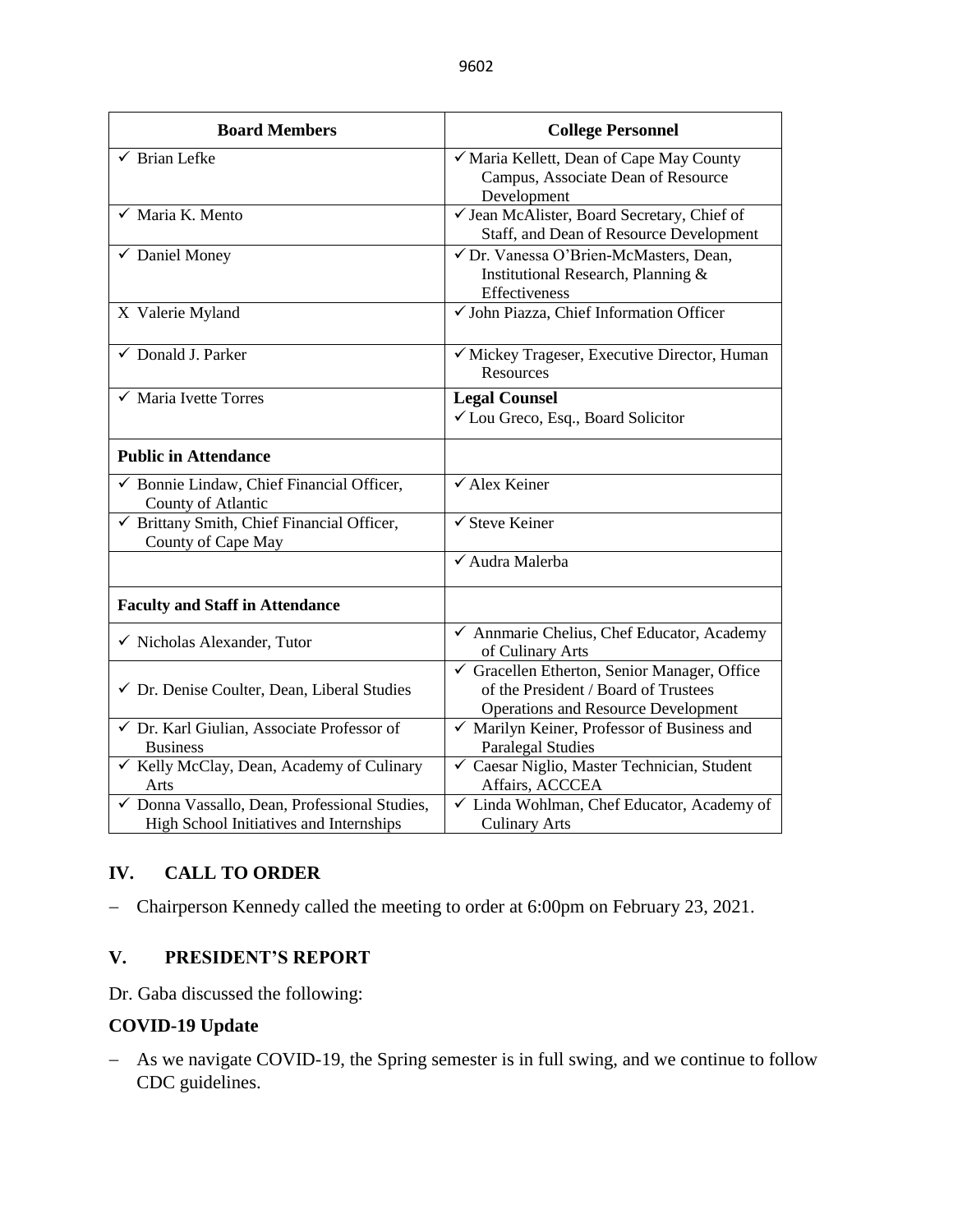| Board Members | College Personnel |
|---|---|
| ✓ Brian Lefke | ✓ Maria Kellett, Dean of Cape May County Campus, Associate Dean of Resource Development |
| ✓ Maria K. Mento | ✓ Jean McAlister, Board Secretary, Chief of Staff, and Dean of Resource Development |
| ✓ Daniel Money | ✓ Dr. Vanessa O'Brien-McMasters, Dean, Institutional Research, Planning & Effectiveness |
| X Valerie Myland | ✓ John Piazza, Chief Information Officer |
| ✓ Donald J. Parker | ✓ Mickey Trageser, Executive Director, Human Resources |
| ✓ Maria Ivette Torres | **Legal Counsel**<br>✓ Lou Greco, Esq., Board Solicitor |
| **Public in Attendance** | |
| ✓ Bonnie Lindaw, Chief Financial Officer, County of Atlantic | ✓ Alex Keiner |
| ✓ Brittany Smith, Chief Financial Officer, County of Cape May | ✓ Steve Keiner |
| | ✓ Audra Malerba |
| **Faculty and Staff in Attendance** | |
| ✓ Nicholas Alexander, Tutor | ✓ Annmarie Chelius, Chef Educator, Academy of Culinary Arts |
| ✓ Dr. Denise Coulter, Dean, Liberal Studies | ✓ Gracellen Etherton, Senior Manager, Office of the President / Board of Trustees Operations and Resource Development |
| ✓ Dr. Karl Giulian, Associate Professor of Business | ✓ Marilyn Keiner, Professor of Business and Paralegal Studies |
| ✓ Kelly McClay, Dean, Academy of Culinary Arts | ✓ Caesar Niglio, Master Technician, Student Affairs, ACCCEA |
| ✓ Donna Vassallo, Dean, Professional Studies, High School Initiatives and Internships | ✓ Linda Wohlman, Chef Educator, Academy of Culinary Arts |

## IV. CALL TO ORDER

- Chairperson Kennedy called the meeting to order at 6:00pm on February 23, 2021.

## V. PRESIDENT'S REPORT

Dr. Gaba discussed the following:

### COVID-19 Update

- As we navigate COVID-19, the Spring semester is in full swing, and we continue to follow CDC guidelines.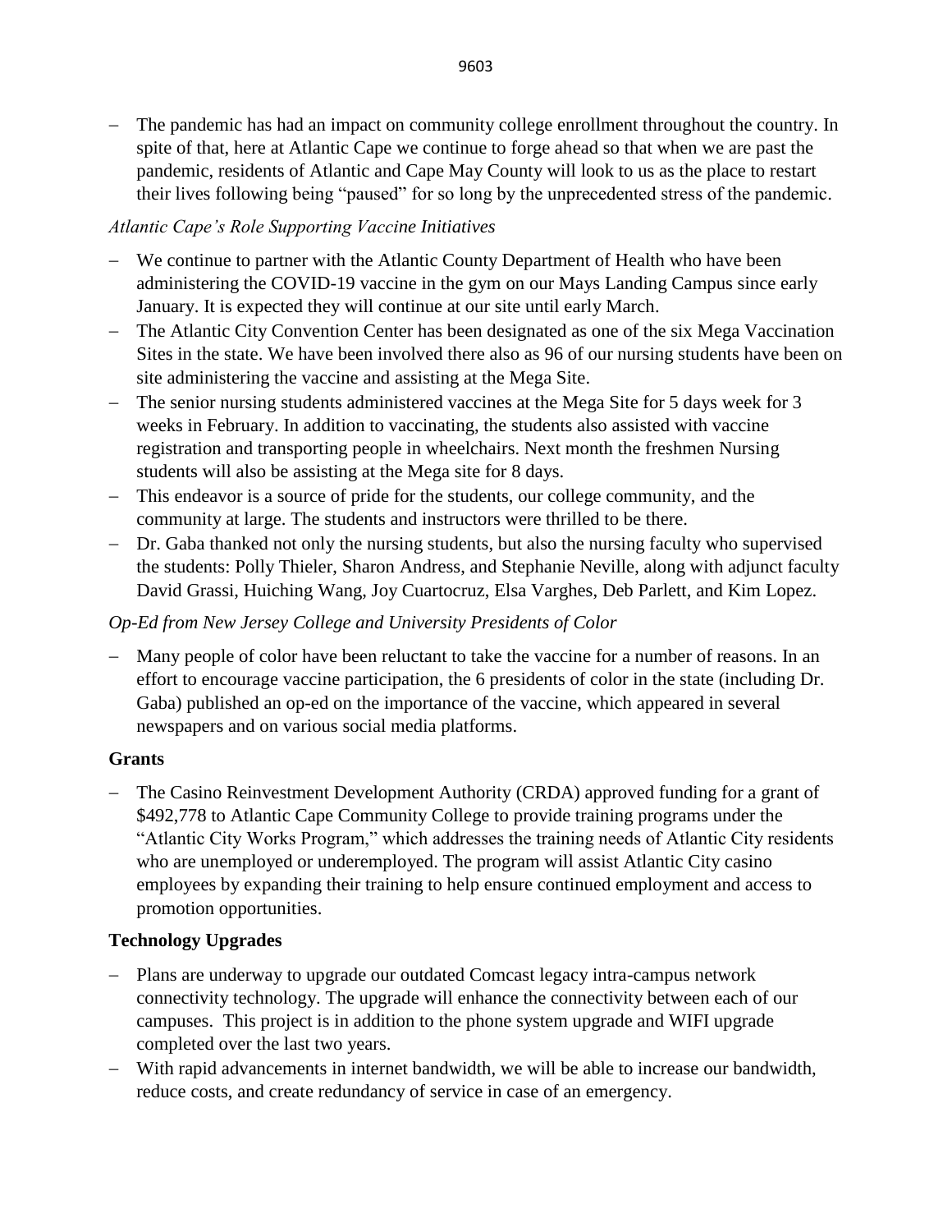- The pandemic has had an impact on community college enrollment throughout the country. In spite of that, here at Atlantic Cape we continue to forge ahead so that when we are past the pandemic, residents of Atlantic and Cape May County will look to us as the place to restart their lives following being "paused" for so long by the unprecedented stress of the pandemic.

*Atlantic Cape's Role Supporting Vaccine Initiatives*

- We continue to partner with the Atlantic County Department of Health who have been administering the COVID-19 vaccine in the gym on our Mays Landing Campus since early January. It is expected they will continue at our site until early March.
- The Atlantic City Convention Center has been designated as one of the six Mega Vaccination Sites in the state. We have been involved there also as 96 of our nursing students have been on site administering the vaccine and assisting at the Mega Site.
- The senior nursing students administered vaccines at the Mega Site for 5 days week for 3 weeks in February. In addition to vaccinating, the students also assisted with vaccine registration and transporting people in wheelchairs. Next month the freshmen Nursing students will also be assisting at the Mega site for 8 days.
- This endeavor is a source of pride for the students, our college community, and the community at large. The students and instructors were thrilled to be there.
- Dr. Gaba thanked not only the nursing students, but also the nursing faculty who supervised the students: Polly Thieler, Sharon Andress, and Stephanie Neville, along with adjunct faculty David Grassi, Huiching Wang, Joy Cuartocruz, Elsa Varghes, Deb Parlett, and Kim Lopez.

*Op-Ed from New Jersey College and University Presidents of Color*

- Many people of color have been reluctant to take the vaccine for a number of reasons. In an effort to encourage vaccine participation, the 6 presidents of color in the state (including Dr. Gaba) published an op-ed on the importance of the vaccine, which appeared in several newspapers and on various social media platforms.

**Grants**

- The Casino Reinvestment Development Authority (CRDA) approved funding for a grant of $492,778 to Atlantic Cape Community College to provide training programs under the "Atlantic City Works Program," which addresses the training needs of Atlantic City residents who are unemployed or underemployed. The program will assist Atlantic City casino employees by expanding their training to help ensure continued employment and access to promotion opportunities.

**Technology Upgrades**

- Plans are underway to upgrade our outdated Comcast legacy intra-campus network connectivity technology. The upgrade will enhance the connectivity between each of our campuses. This project is in addition to the phone system upgrade and WIFI upgrade completed over the last two years.
- With rapid advancements in internet bandwidth, we will be able to increase our bandwidth, reduce costs, and create redundancy of service in case of an emergency.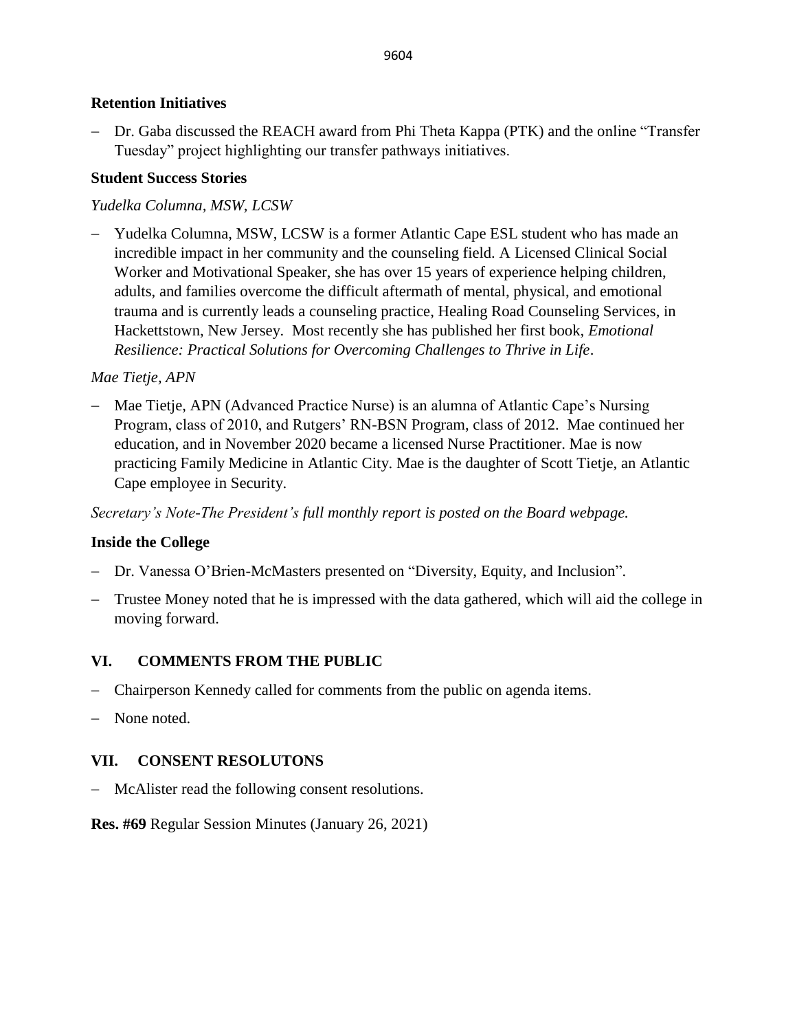### Retention Initiatives

- Dr. Gaba discussed the REACH award from Phi Theta Kappa (PTK) and the online "Transfer Tuesday" project highlighting our transfer pathways initiatives.

### Student Success Stories

*Yudelka Columna, MSW, LCSW*

- Yudelka Columna, MSW, LCSW is a former Atlantic Cape ESL student who has made an incredible impact in her community and the counseling field. A Licensed Clinical Social Worker and Motivational Speaker, she has over 15 years of experience helping children, adults, and families overcome the difficult aftermath of mental, physical, and emotional trauma and is currently leads a counseling practice, Healing Road Counseling Services, in Hackettstown, New Jersey. Most recently she has published her first book, *Emotional Resilience: Practical Solutions for Overcoming Challenges to Thrive in Life*.

*Mae Tietje, APN*

- Mae Tietje, APN (Advanced Practice Nurse) is an alumna of Atlantic Cape's Nursing Program, class of 2010, and Rutgers' RN-BSN Program, class of 2012. Mae continued her education, and in November 2020 became a licensed Nurse Practitioner. Mae is now practicing Family Medicine in Atlantic City. Mae is the daughter of Scott Tietje, an Atlantic Cape employee in Security.

*Secretary's Note-The President's full monthly report is posted on the Board webpage.*

### Inside the College

- Dr. Vanessa O'Brien-McMasters presented on "Diversity, Equity, and Inclusion".
- Trustee Money noted that he is impressed with the data gathered, which will aid the college in moving forward.

## VI. COMMENTS FROM THE PUBLIC

- Chairperson Kennedy called for comments from the public on agenda items.
- None noted.

## VII. CONSENT RESOLUTONS

- McAlister read the following consent resolutions.

**Res. #69** Regular Session Minutes (January 26, 2021)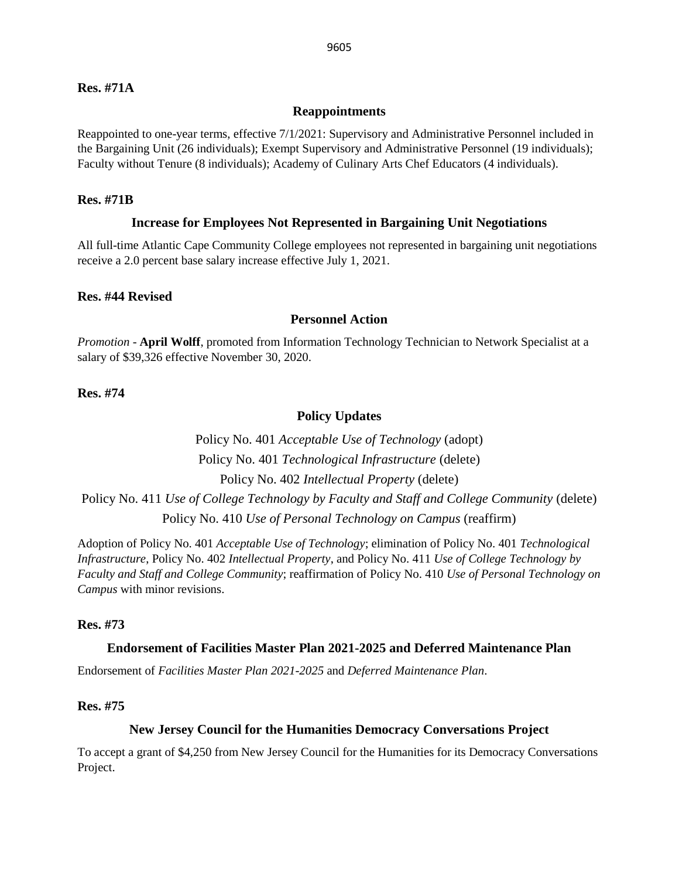**Res. #71A**

### Reappointments

Reappointed to one-year terms, effective 7/1/2021: Supervisory and Administrative Personnel included in the Bargaining Unit (26 individuals); Exempt Supervisory and Administrative Personnel (19 individuals); Faculty without Tenure (8 individuals); Academy of Culinary Arts Chef Educators (4 individuals).

**Res. #71B**

### Increase for Employees Not Represented in Bargaining Unit Negotiations

All full-time Atlantic Cape Community College employees not represented in bargaining unit negotiations receive a 2.0 percent base salary increase effective July 1, 2021.

**Res. #44 Revised**

### Personnel Action

*Promotion* - **April Wolff**, promoted from Information Technology Technician to Network Specialist at a salary of $39,326 effective November 30, 2020.

**Res. #74**

### Policy Updates

Policy No. 401 *Acceptable Use of Technology* (adopt)
Policy No. 401 *Technological Infrastructure* (delete)
Policy No. 402 *Intellectual Property* (delete)
Policy No. 411 *Use of College Technology by Faculty and Staff and College Community* (delete)
Policy No. 410 *Use of Personal Technology on Campus* (reaffirm)

Adoption of Policy No. 401 *Acceptable Use of Technology*; elimination of Policy No. 401 *Technological Infrastructure*, Policy No. 402 *Intellectual Property*, and Policy No. 411 *Use of College Technology by Faculty and Staff and College Community*; reaffirmation of Policy No. 410 *Use of Personal Technology on Campus* with minor revisions.

**Res. #73**

### Endorsement of Facilities Master Plan 2021-2025 and Deferred Maintenance Plan

Endorsement of *Facilities Master Plan 2021-2025* and *Deferred Maintenance Plan*.

**Res. #75**

### New Jersey Council for the Humanities Democracy Conversations Project

To accept a grant of $4,250 from New Jersey Council for the Humanities for its Democracy Conversations Project.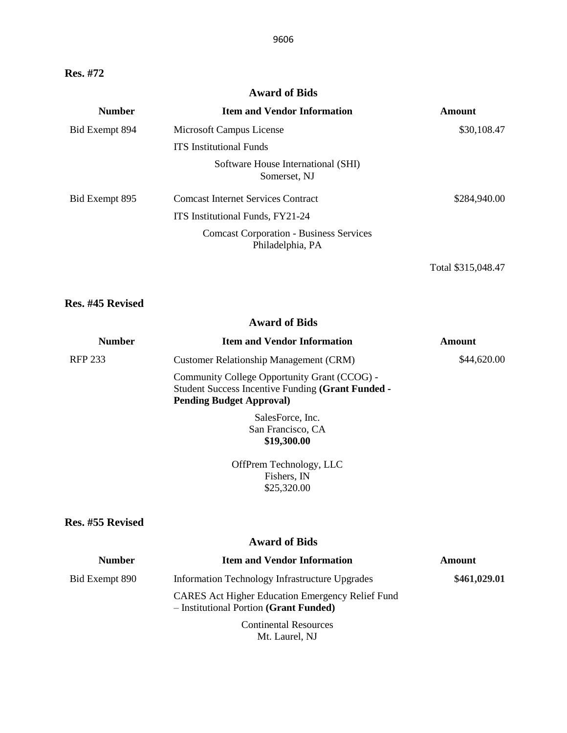**Res. #72**

**Award of Bids**

| Number | Item and Vendor Information | Amount |
|---|---|---|
| Bid Exempt 894 | Microsoft Campus License<br>ITS Institutional Funds<br>Software House International (SHI)<br>Somerset, NJ | \$30,108.47 |
| Bid Exempt 895 | Comcast Internet Services Contract<br>ITS Institutional Funds, FY21-24<br>Comcast Corporation - Business Services<br>Philadelphia, PA | \$284,940.00 |
| | | Total \$315,048.47 |

**Res. #45 Revised**

**Award of Bids**

| Number | Item and Vendor Information | Amount |
|---|---|---|
| RFP 233 | Customer Relationship Management (CRM)<br>Community College Opportunity Grant (CCOG) - Student Success Incentive Funding **(Grant Funded - Pending Budget Approval)**<br>SalesForce, Inc.<br>San Francisco, CA<br>**\$19,300.00**<br>OffPrem Technology, LLC<br>Fishers, IN<br>\$25,320.00 | \$44,620.00 |

**Res. #55 Revised**

**Award of Bids**

| Number | Item and Vendor Information | Amount |
|---|---|---|
| Bid Exempt 890 | Information Technology Infrastructure Upgrades<br>CARES Act Higher Education Emergency Relief Fund – Institutional Portion **(Grant Funded)**<br>Continental Resources<br>Mt. Laurel, NJ | **\$461,029.01** |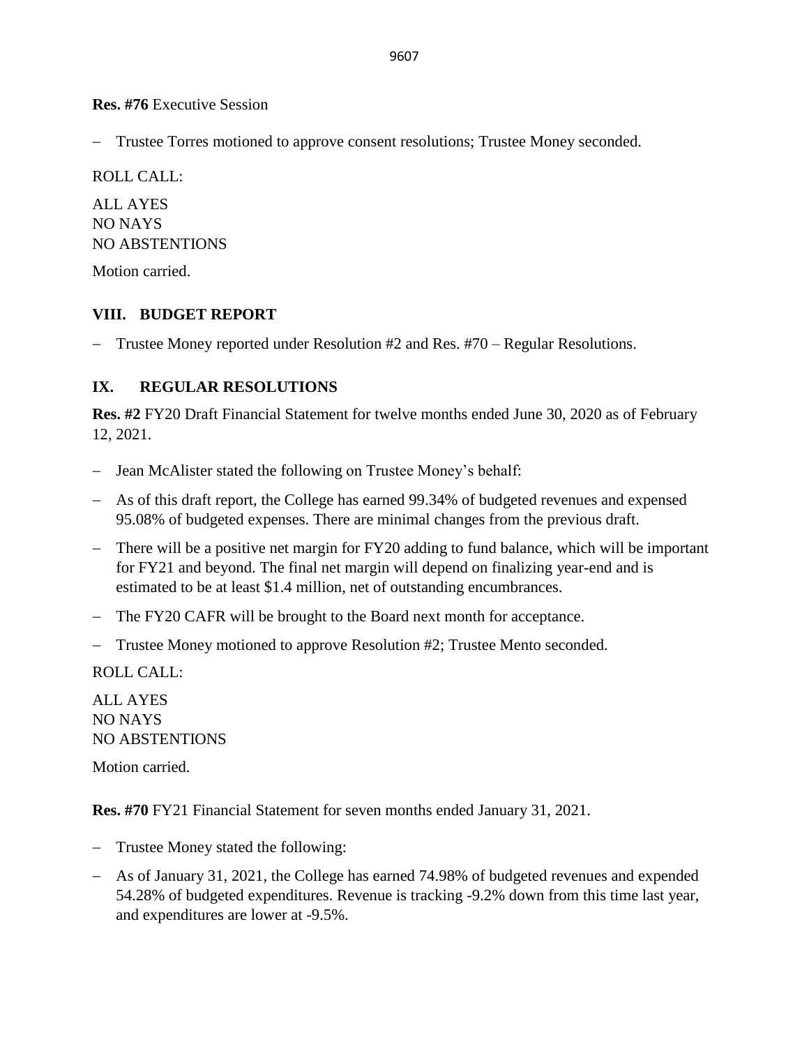**Res. #76** Executive Session

- Trustee Torres motioned to approve consent resolutions; Trustee Money seconded.

ROLL CALL:

ALL AYES
NO NAYS
NO ABSTENTIONS

Motion carried.

## VIII. BUDGET REPORT

- Trustee Money reported under Resolution #2 and Res. #70 – Regular Resolutions.

## IX. REGULAR RESOLUTIONS

**Res. #2** FY20 Draft Financial Statement for twelve months ended June 30, 2020 as of February 12, 2021.

- Jean McAlister stated the following on Trustee Money's behalf:
- As of this draft report, the College has earned 99.34% of budgeted revenues and expensed 95.08% of budgeted expenses. There are minimal changes from the previous draft.
- There will be a positive net margin for FY20 adding to fund balance, which will be important for FY21 and beyond. The final net margin will depend on finalizing year-end and is estimated to be at least $1.4 million, net of outstanding encumbrances.
- The FY20 CAFR will be brought to the Board next month for acceptance.
- Trustee Money motioned to approve Resolution #2; Trustee Mento seconded.

ROLL CALL:

ALL AYES
NO NAYS
NO ABSTENTIONS

Motion carried.

**Res. #70** FY21 Financial Statement for seven months ended January 31, 2021.

- Trustee Money stated the following:
- As of January 31, 2021, the College has earned 74.98% of budgeted revenues and expended 54.28% of budgeted expenditures. Revenue is tracking -9.2% down from this time last year, and expenditures are lower at -9.5%.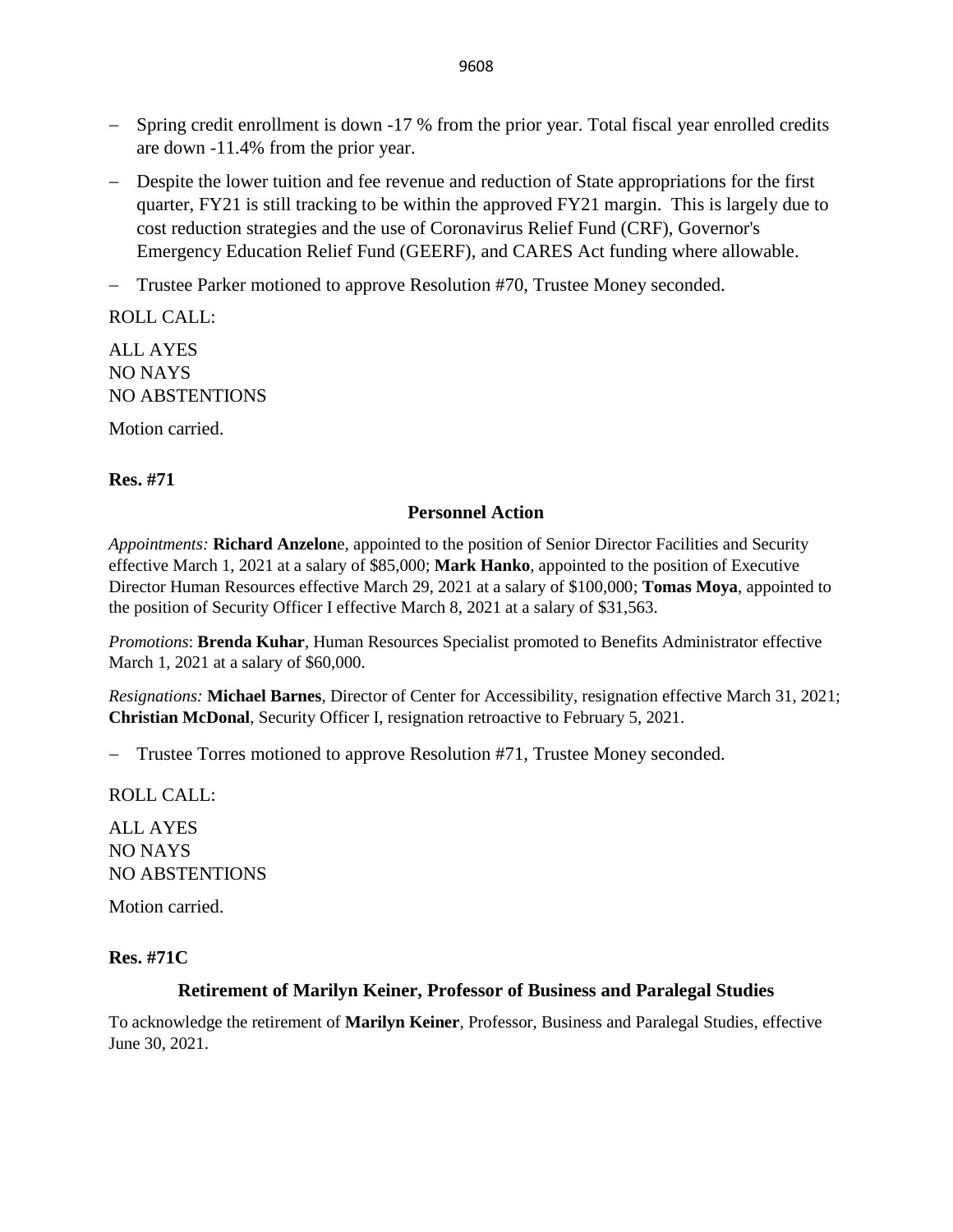- Spring credit enrollment is down -17 % from the prior year. Total fiscal year enrolled credits are down -11.4% from the prior year.
- Despite the lower tuition and fee revenue and reduction of State appropriations for the first quarter, FY21 is still tracking to be within the approved FY21 margin. This is largely due to cost reduction strategies and the use of Coronavirus Relief Fund (CRF), Governor's Emergency Education Relief Fund (GEERF), and CARES Act funding where allowable.
- Trustee Parker motioned to approve Resolution #70, Trustee Money seconded.

ROLL CALL:

ALL AYES
NO NAYS
NO ABSTENTIONS

Motion carried.

**Res. #71**

### Personnel Action

*Appointments:* **Richard Anzelon**e, appointed to the position of Senior Director Facilities and Security effective March 1, 2021 at a salary of $85,000; **Mark Hanko**, appointed to the position of Executive Director Human Resources effective March 29, 2021 at a salary of $100,000; **Tomas Moya**, appointed to the position of Security Officer I effective March 8, 2021 at a salary of $31,563.

*Promotions*: **Brenda Kuhar**, Human Resources Specialist promoted to Benefits Administrator effective March 1, 2021 at a salary of $60,000.

*Resignations:* **Michael Barnes**, Director of Center for Accessibility, resignation effective March 31, 2021; **Christian McDonal**, Security Officer I, resignation retroactive to February 5, 2021.

- Trustee Torres motioned to approve Resolution #71, Trustee Money seconded.

ROLL CALL:

ALL AYES
NO NAYS
NO ABSTENTIONS

Motion carried.

**Res. #71C**

### Retirement of Marilyn Keiner, Professor of Business and Paralegal Studies

To acknowledge the retirement of **Marilyn Keiner**, Professor, Business and Paralegal Studies, effective June 30, 2021.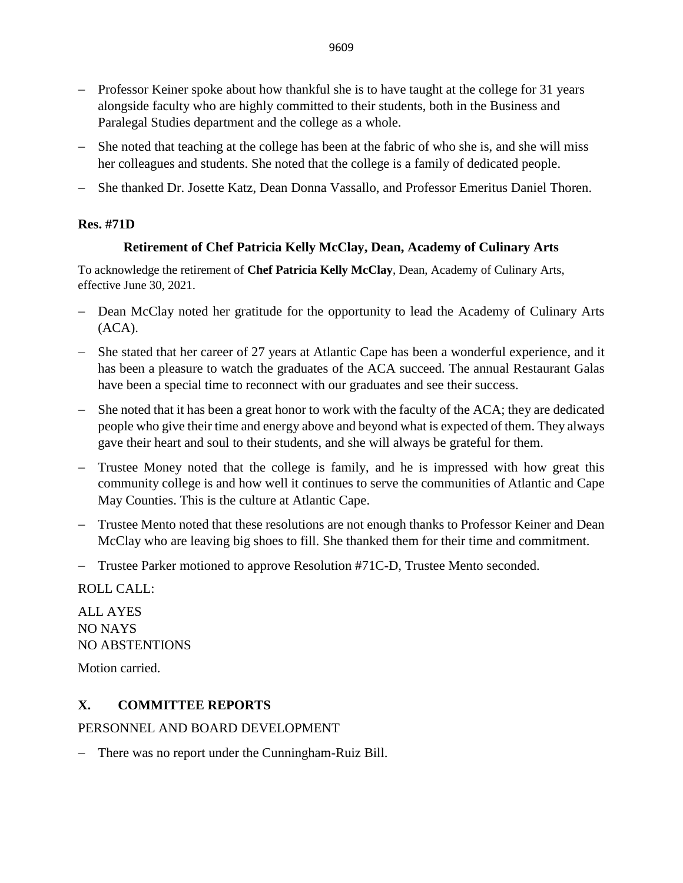- Professor Keiner spoke about how thankful she is to have taught at the college for 31 years alongside faculty who are highly committed to their students, both in the Business and Paralegal Studies department and the college as a whole.
- She noted that teaching at the college has been at the fabric of who she is, and she will miss her colleagues and students. She noted that the college is a family of dedicated people.
- She thanked Dr. Josette Katz, Dean Donna Vassallo, and Professor Emeritus Daniel Thoren.

**Res. #71D**

**Retirement of Chef Patricia Kelly McClay, Dean, Academy of Culinary Arts**

To acknowledge the retirement of **Chef Patricia Kelly McClay**, Dean, Academy of Culinary Arts, effective June 30, 2021.

- Dean McClay noted her gratitude for the opportunity to lead the Academy of Culinary Arts (ACA).
- She stated that her career of 27 years at Atlantic Cape has been a wonderful experience, and it has been a pleasure to watch the graduates of the ACA succeed. The annual Restaurant Galas have been a special time to reconnect with our graduates and see their success.
- She noted that it has been a great honor to work with the faculty of the ACA; they are dedicated people who give their time and energy above and beyond what is expected of them. They always gave their heart and soul to their students, and she will always be grateful for them.
- Trustee Money noted that the college is family, and he is impressed with how great this community college is and how well it continues to serve the communities of Atlantic and Cape May Counties. This is the culture at Atlantic Cape.
- Trustee Mento noted that these resolutions are not enough thanks to Professor Keiner and Dean McClay who are leaving big shoes to fill. She thanked them for their time and commitment.
- Trustee Parker motioned to approve Resolution #71C-D, Trustee Mento seconded.

ROLL CALL:

ALL AYES
NO NAYS
NO ABSTENTIONS

Motion carried.

## X. COMMITTEE REPORTS

PERSONNEL AND BOARD DEVELOPMENT

- There was no report under the Cunningham-Ruiz Bill.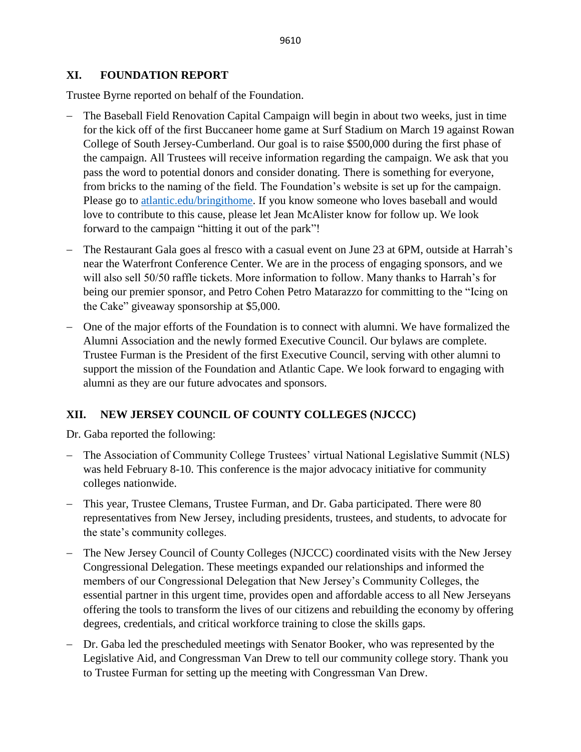## XI. FOUNDATION REPORT

Trustee Byrne reported on behalf of the Foundation.

- The Baseball Field Renovation Capital Campaign will begin in about two weeks, just in time for the kick off of the first Buccaneer home game at Surf Stadium on March 19 against Rowan College of South Jersey-Cumberland. Our goal is to raise $500,000 during the first phase of the campaign. All Trustees will receive information regarding the campaign. We ask that you pass the word to potential donors and consider donating. There is something for everyone, from bricks to the naming of the field. The Foundation's website is set up for the campaign. Please go to atlantic.edu/bringithome. If you know someone who loves baseball and would love to contribute to this cause, please let Jean McAlister know for follow up. We look forward to the campaign "hitting it out of the park"!
- The Restaurant Gala goes al fresco with a casual event on June 23 at 6PM, outside at Harrah's near the Waterfront Conference Center. We are in the process of engaging sponsors, and we will also sell 50/50 raffle tickets. More information to follow. Many thanks to Harrah's for being our premier sponsor, and Petro Cohen Petro Matarazzo for committing to the "Icing on the Cake" giveaway sponsorship at $5,000.
- One of the major efforts of the Foundation is to connect with alumni. We have formalized the Alumni Association and the newly formed Executive Council. Our bylaws are complete. Trustee Furman is the President of the first Executive Council, serving with other alumni to support the mission of the Foundation and Atlantic Cape. We look forward to engaging with alumni as they are our future advocates and sponsors.

## XII. NEW JERSEY COUNCIL OF COUNTY COLLEGES (NJCCC)

Dr. Gaba reported the following:

- The Association of Community College Trustees' virtual National Legislative Summit (NLS) was held February 8-10. This conference is the major advocacy initiative for community colleges nationwide.
- This year, Trustee Clemans, Trustee Furman, and Dr. Gaba participated. There were 80 representatives from New Jersey, including presidents, trustees, and students, to advocate for the state's community colleges.
- The New Jersey Council of County Colleges (NJCCC) coordinated visits with the New Jersey Congressional Delegation. These meetings expanded our relationships and informed the members of our Congressional Delegation that New Jersey's Community Colleges, the essential partner in this urgent time, provides open and affordable access to all New Jerseyans offering the tools to transform the lives of our citizens and rebuilding the economy by offering degrees, credentials, and critical workforce training to close the skills gaps.
- Dr. Gaba led the prescheduled meetings with Senator Booker, who was represented by the Legislative Aid, and Congressman Van Drew to tell our community college story. Thank you to Trustee Furman for setting up the meeting with Congressman Van Drew.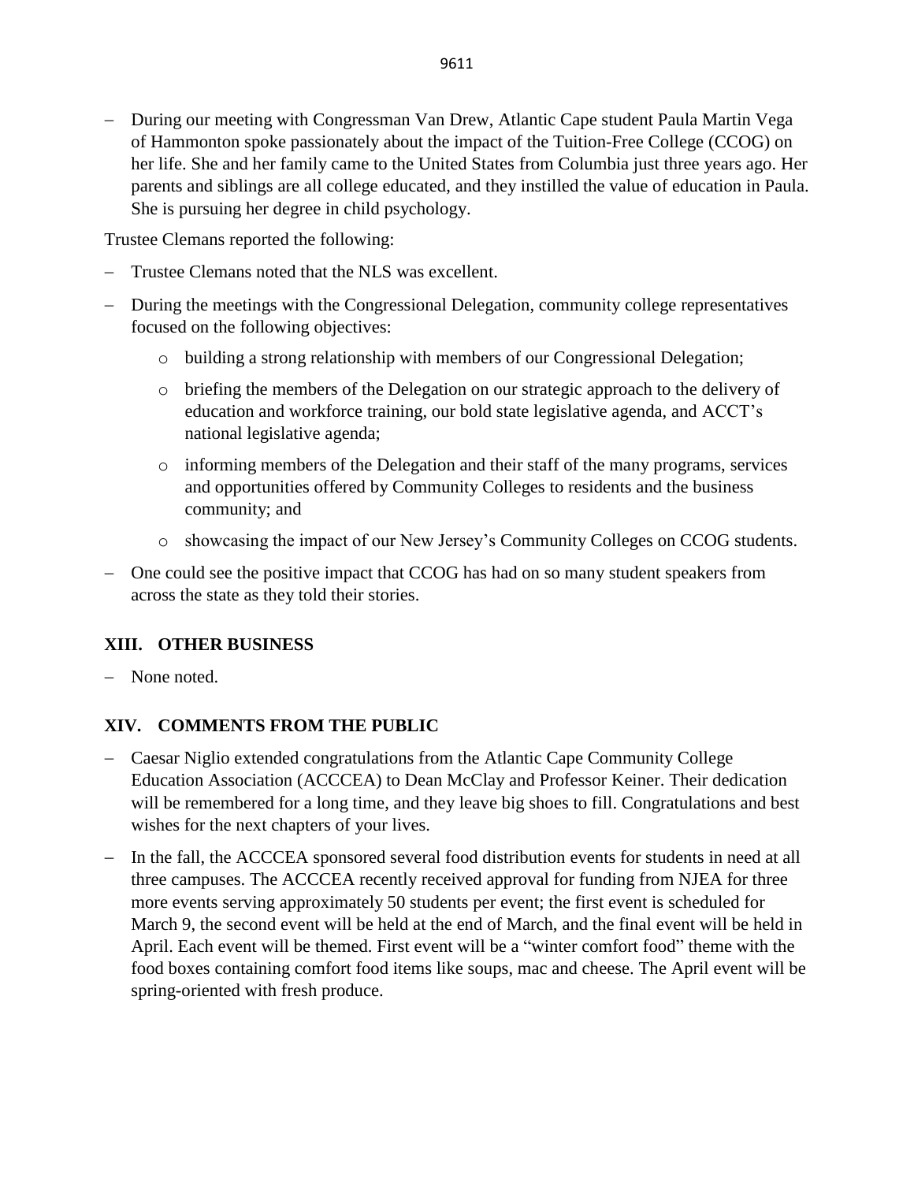- During our meeting with Congressman Van Drew, Atlantic Cape student Paula Martin Vega of Hammonton spoke passionately about the impact of the Tuition-Free College (CCOG) on her life. She and her family came to the United States from Columbia just three years ago. Her parents and siblings are all college educated, and they instilled the value of education in Paula. She is pursuing her degree in child psychology.

Trustee Clemans reported the following:

- Trustee Clemans noted that the NLS was excellent.
- During the meetings with the Congressional Delegation, community college representatives focused on the following objectives:
  - building a strong relationship with members of our Congressional Delegation;
  - briefing the members of the Delegation on our strategic approach to the delivery of education and workforce training, our bold state legislative agenda, and ACCT's national legislative agenda;
  - informing members of the Delegation and their staff of the many programs, services and opportunities offered by Community Colleges to residents and the business community; and
  - showcasing the impact of our New Jersey's Community Colleges on CCOG students.
- One could see the positive impact that CCOG has had on so many student speakers from across the state as they told their stories.

## XIII. OTHER BUSINESS

- None noted.

## XIV. COMMENTS FROM THE PUBLIC

- Caesar Niglio extended congratulations from the Atlantic Cape Community College Education Association (ACCCEA) to Dean McClay and Professor Keiner. Their dedication will be remembered for a long time, and they leave big shoes to fill. Congratulations and best wishes for the next chapters of your lives.
- In the fall, the ACCCEA sponsored several food distribution events for students in need at all three campuses. The ACCCEA recently received approval for funding from NJEA for three more events serving approximately 50 students per event; the first event is scheduled for March 9, the second event will be held at the end of March, and the final event will be held in April. Each event will be themed. First event will be a "winter comfort food" theme with the food boxes containing comfort food items like soups, mac and cheese. The April event will be spring-oriented with fresh produce.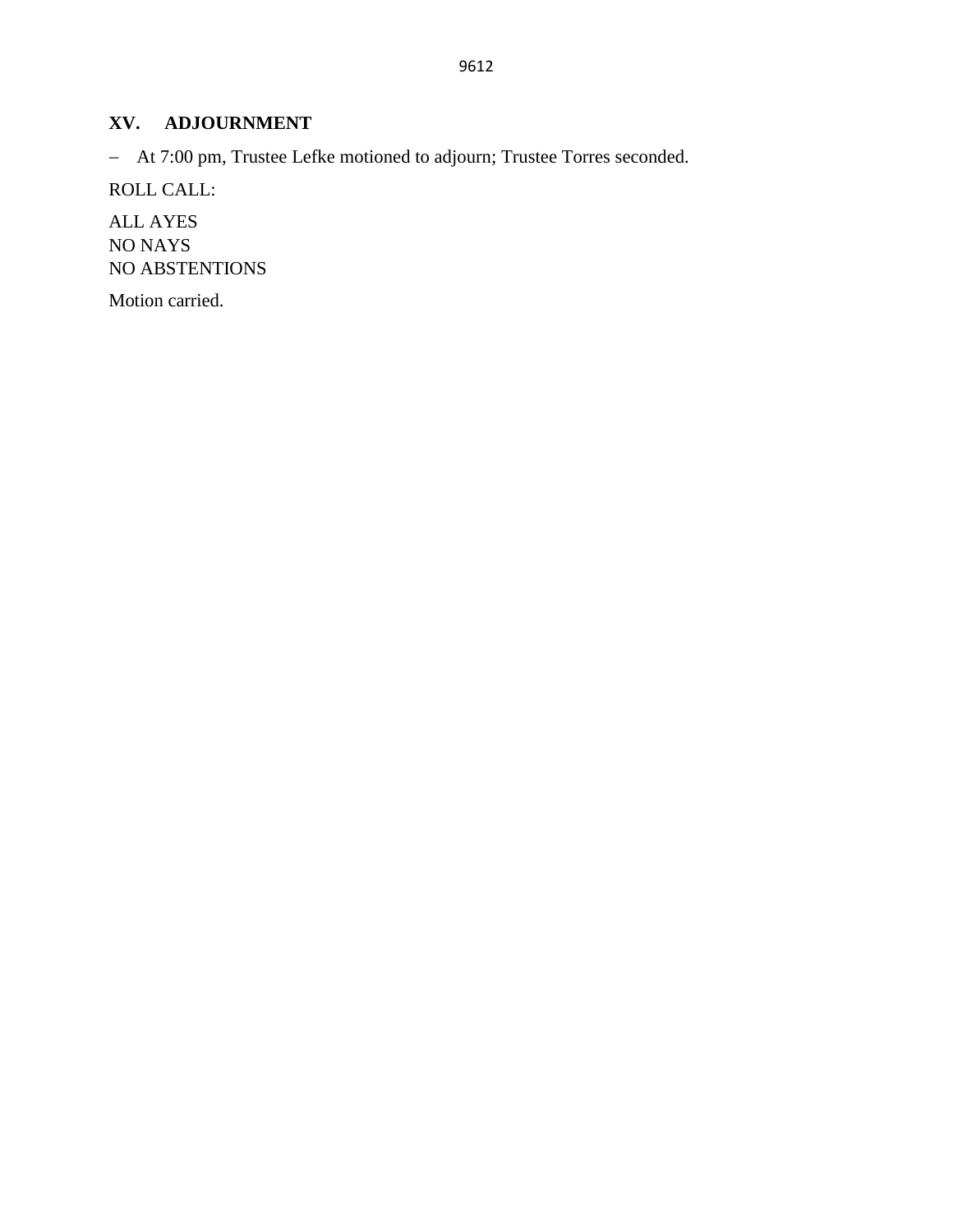## XV. ADJOURNMENT

- At 7:00 pm, Trustee Lefke motioned to adjourn; Trustee Torres seconded.

ROLL CALL:

ALL AYES
NO NAYS
NO ABSTENTIONS

Motion carried.